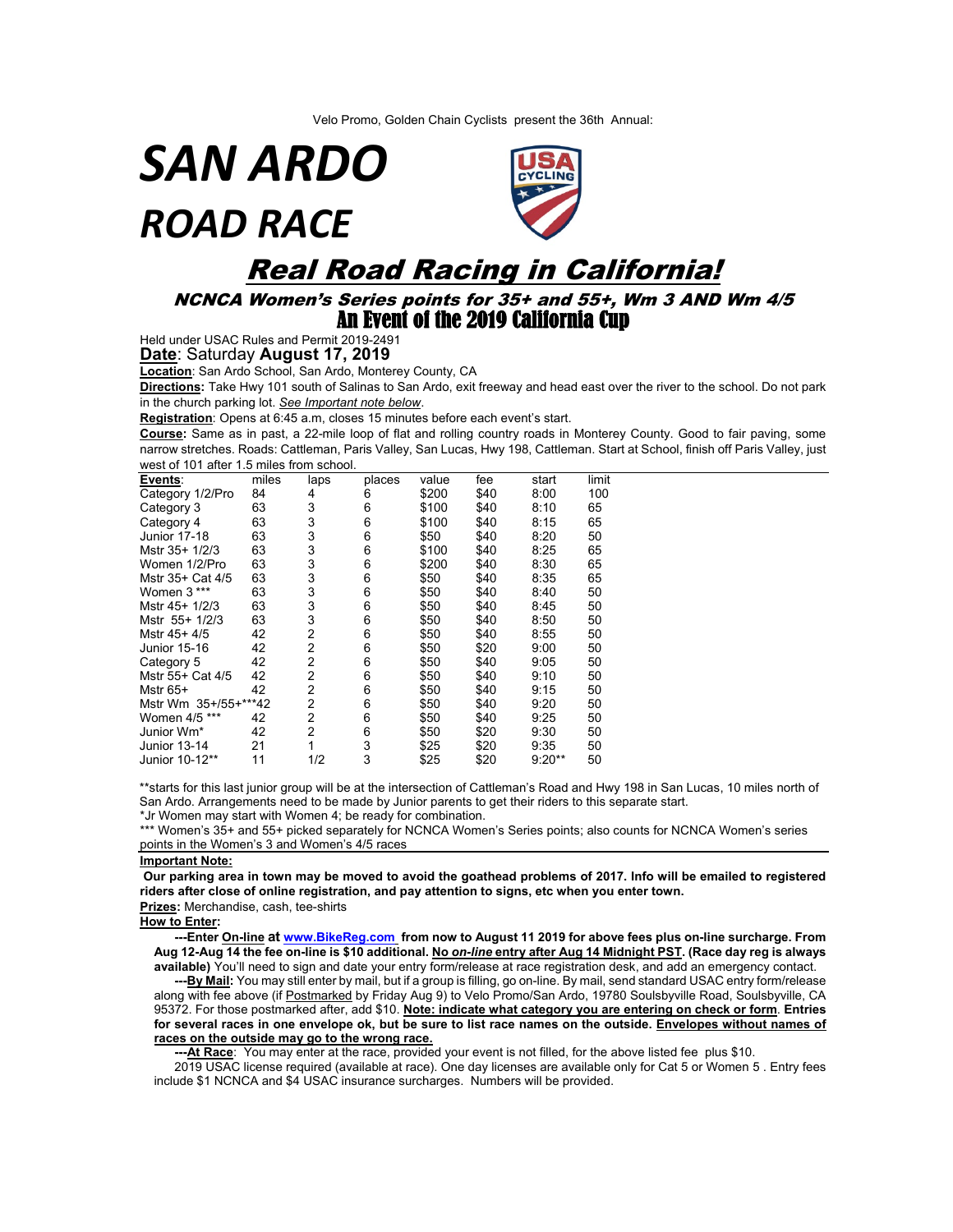Velo Promo, Golden Chain Cyclists present the 36th Annual:

# SAN ARDO ROAD RACE

## Real Road Racing in California!

### NCNCA Women's Series points for 35+ and 55+, Wm 3 AND Wm 4/5

### An Event of the 2019 California Cup

Held under USAC Rules and Permit 2019-2491

**Date**: Saturday **August 17, 2019**

**Location**: San Ardo School, San Ardo, Monterey County, CA

**Directions:** Take Hwy 101 south of Salinas to San Ardo, exit freeway and head east over the river to the school. Do not park in the church parking lot. *See Important note below*.

**Registration**: Opens at 6:45 a.m, closes 15 minutes before each event's start.

**Course:** Same as in past, a 22-mile loop of flat and rolling country roads in Monterey County. Good to fair paving, some narrow stretches. Roads: Cattleman, Paris Valley, San Lucas, Hwy 198, Cattleman. Start at School, finish off Paris Valley, just west of 101 after 1.5 miles from school.

| Events: | miles | laps | places | value | fee | start | limit |
|---|---|---|---|---|---|---|---|
| Category 1/2/Pro | 84 | 4 | 6 | $200 | $40 | 8:00 | 100 |
| Category 3 | 63 | 3 | 6 | $100 | $40 | 8:10 | 65 |
| Category 4 | 63 | 3 | 6 | $100 | $40 | 8:15 | 65 |
| Junior 17-18 | 63 | 3 | 6 | $50 | $40 | 8:20 | 50 |
| Mstr 35+ 1/2/3 | 63 | 3 | 6 | $100 | $40 | 8:25 | 65 |
| Women 1/2/Pro | 63 | 3 | 6 | $200 | $40 | 8:30 | 65 |
| Mstr 35+ Cat 4/5 | 63 | 3 | 6 | $50 | $40 | 8:35 | 65 |
| Women 3 *** | 63 | 3 | 6 | $50 | $40 | 8:40 | 50 |
| Mstr 45+ 1/2/3 | 63 | 3 | 6 | $50 | $40 | 8:45 | 50 |
| Mstr 55+ 1/2/3 | 63 | 3 | 6 | $50 | $40 | 8:50 | 50 |
| Mstr 45+ 4/5 | 42 | 2 | 6 | $50 | $40 | 8:55 | 50 |
| Junior 15-16 | 42 | 2 | 6 | $50 | $20 | 9:00 | 50 |
| Category 5 | 42 | 2 | 6 | $50 | $40 | 9:05 | 50 |
| Mstr 55+ Cat 4/5 | 42 | 2 | 6 | $50 | $40 | 9:10 | 50 |
| Mstr 65+ | 42 | 2 | 6 | $50 | $40 | 9:15 | 50 |
| Mstr Wm 35+/55+*** | 42 | 2 | 6 | $50 | $40 | 9:20 | 50 |
| Women 4/5 *** | 42 | 2 | 6 | $50 | $40 | 9:25 | 50 |
| Junior Wm* | 42 | 2 | 6 | $50 | $20 | 9:30 | 50 |
| Junior 13-14 | 21 | 1 | 3 | $25 | $20 | 9:35 | 50 |
| Junior 10-12** | 11 | 1/2 | 3 | $25 | $20 | 9:20** | 50 |

**starts for this last junior group will be at the intersection of Cattleman's Road and Hwy 198 in San Lucas, 10 miles north of San Ardo. Arrangements need to be made by Junior parents to get their riders to this separate start.

*Jr Women may start with Women 4; be ready for combination.

*** Women's 35+ and 55+ picked separately for NCNCA Women's Series points; also counts for NCNCA Women's series points in the Women's 3 and Women's 4/5 races

**Important Note:**

**Our parking area in town may be moved to avoid the goathead problems of 2017. Info will be emailed to registered riders after close of online registration, and pay attention to signs, etc when you enter town.**

**Prizes:** Merchandise, cash, tee-shirts

**How to Enter:**

**---Enter On-line at www.BikeReg.com from now to August 11 2019 for above fees plus on-line surcharge. From Aug 12-Aug 14 the fee on-line is $10 additional. No *on-line* entry after Aug 14 Midnight PST. (Race day reg is always available)** You'll need to sign and date your entry form/release at race registration desk, and add an emergency contact.

**---By Mail:** You may still enter by mail, but if a group is filling, go on-line. By mail, send standard USAC entry form/release along with fee above (if Postmarked by Friday Aug 9) to Velo Promo/San Ardo, 19780 Soulsbyville Road, Soulsbyville, CA 95372. For those postmarked after, add $10. **Note: indicate what category you are entering on check or form. Entries for several races in one envelope ok, but be sure to list race names on the outside. Envelopes without names of races on the outside may go to the wrong race.**

**---At Race**: You may enter at the race, provided your event is not filled, for the above listed fee plus $10.

2019 USAC license required (available at race). One day licenses are available only for Cat 5 or Women 5 . Entry fees include $1 NCNCA and $4 USAC insurance surcharges. Numbers will be provided.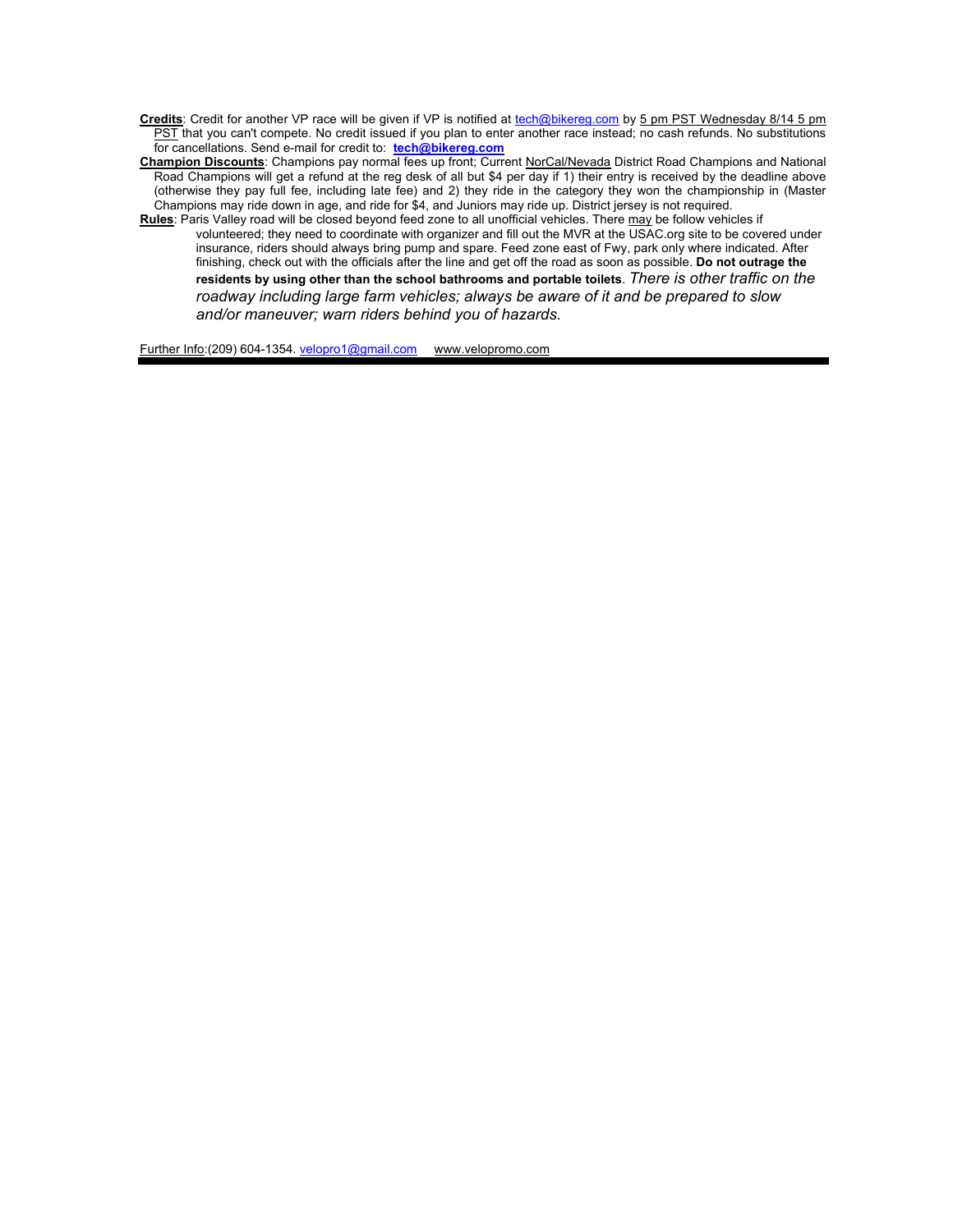**Credits**: Credit for another VP race will be given if VP is notified at tech@bikereg.com by 5 pm PST Wednesday 8/14 5 pm PST that you can't compete. No credit issued if you plan to enter another race instead; no cash refunds. No substitutions for cancellations. Send e-mail for credit to: **tech@bikereg.com**

**Champion Discounts**: Champions pay normal fees up front; Current NorCal/Nevada District Road Champions and National Road Champions will get a refund at the reg desk of all but $4 per day if 1) their entry is received by the deadline above (otherwise they pay full fee, including late fee) and 2) they ride in the category they won the championship in (Master Champions may ride down in age, and ride for $4, and Juniors may ride up. District jersey is not required.

**Rules**: Paris Valley road will be closed beyond feed zone to all unofficial vehicles. There may be follow vehicles if volunteered; they need to coordinate with organizer and fill out the MVR at the USAC.org site to be covered under insurance, riders should always bring pump and spare. Feed zone east of Fwy, park only where indicated. After finishing, check out with the officials after the line and get off the road as soon as possible. **Do not outrage the residents by using other than the school bathrooms and portable toilets**. *There is other traffic on the roadway including large farm vehicles; always be aware of it and be prepared to slow and/or maneuver; warn riders behind you of hazards.*

Further Info:(209) 604-1354. velopro1@gmail.com www.velopromo.com